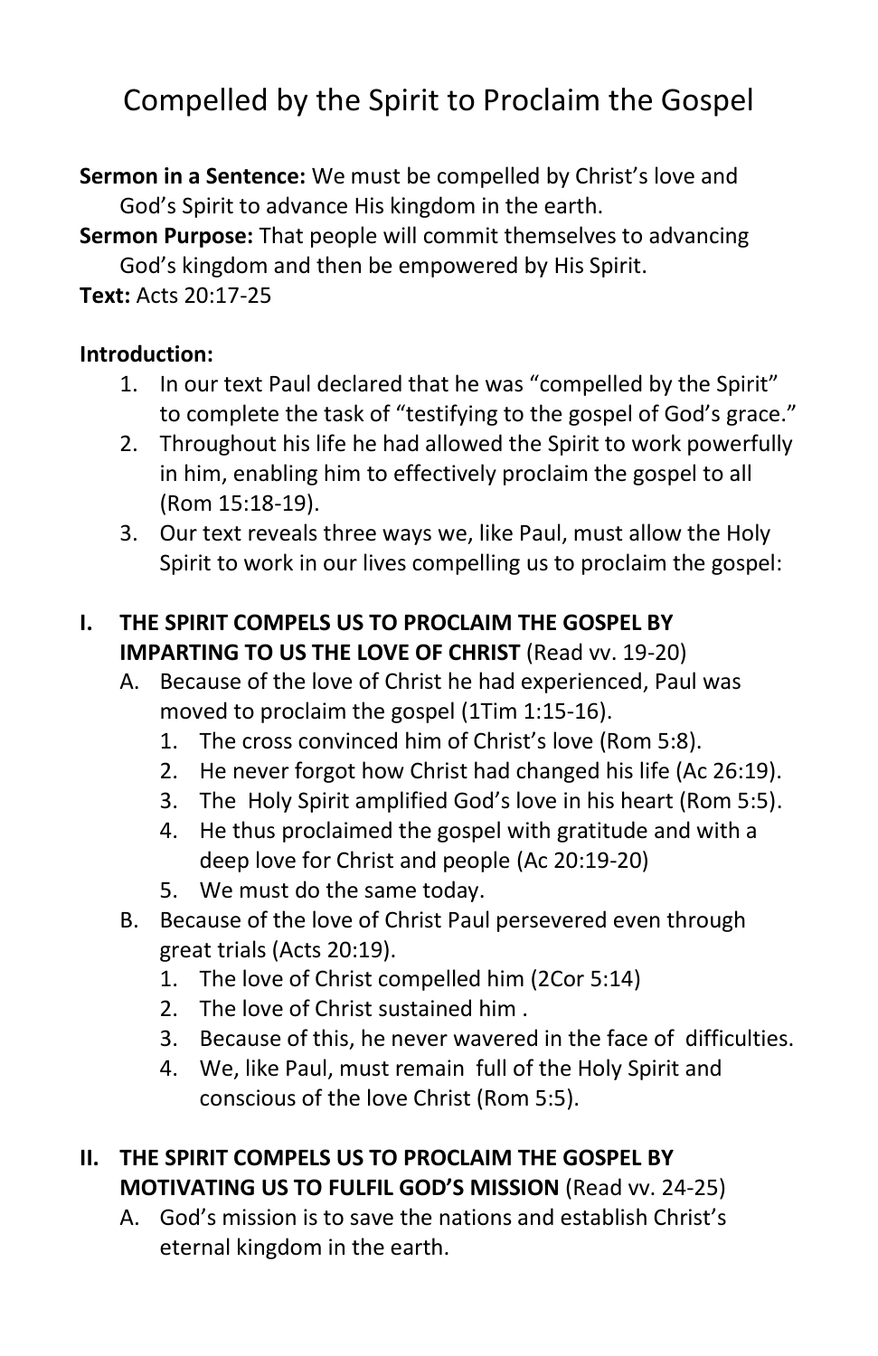# Compelled by the Spirit to Proclaim the Gospel

**Sermon in a Sentence:** We must be compelled by Christ's love and God's Spirit to advance His kingdom in the earth.

**Sermon Purpose:** That people will commit themselves to advancing God's kingdom and then be empowered by His Spirit.

**Text:** Acts 20:17-25

**Introduction:**

1. In our text Paul declared that he was "compelled by the Spirit" to complete the task of "testifying to the gospel of God's grace."
2. Throughout his life he had allowed the Spirit to work powerfully in him, enabling him to effectively proclaim the gospel to all (Rom 15:18-19).
3. Our text reveals three ways we, like Paul, must allow the Holy Spirit to work in our lives compelling us to proclaim the gospel:

## I. THE SPIRIT COMPELS US TO PROCLAIM THE GOSPEL BY IMPARTING TO US THE LOVE OF CHRIST (Read vv. 19-20)

A. Because of the love of Christ he had experienced, Paul was moved to proclaim the gospel (1Tim 1:15-16).

1. The cross convinced him of Christ's love (Rom 5:8).
2. He never forgot how Christ had changed his life (Ac 26:19).
3. The Holy Spirit amplified God's love in his heart (Rom 5:5).
4. He thus proclaimed the gospel with gratitude and with a deep love for Christ and people (Ac 20:19-20)
5. We must do the same today.

B. Because of the love of Christ Paul persevered even through great trials (Acts 20:19).

1. The love of Christ compelled him (2Cor 5:14)
2. The love of Christ sustained him .
3. Because of this, he never wavered in the face of difficulties.
4. We, like Paul, must remain full of the Holy Spirit and conscious of the love Christ (Rom 5:5).

## II. THE SPIRIT COMPELS US TO PROCLAIM THE GOSPEL BY MOTIVATING US TO FULFIL GOD'S MISSION (Read vv. 24-25)

A. God's mission is to save the nations and establish Christ's eternal kingdom in the earth.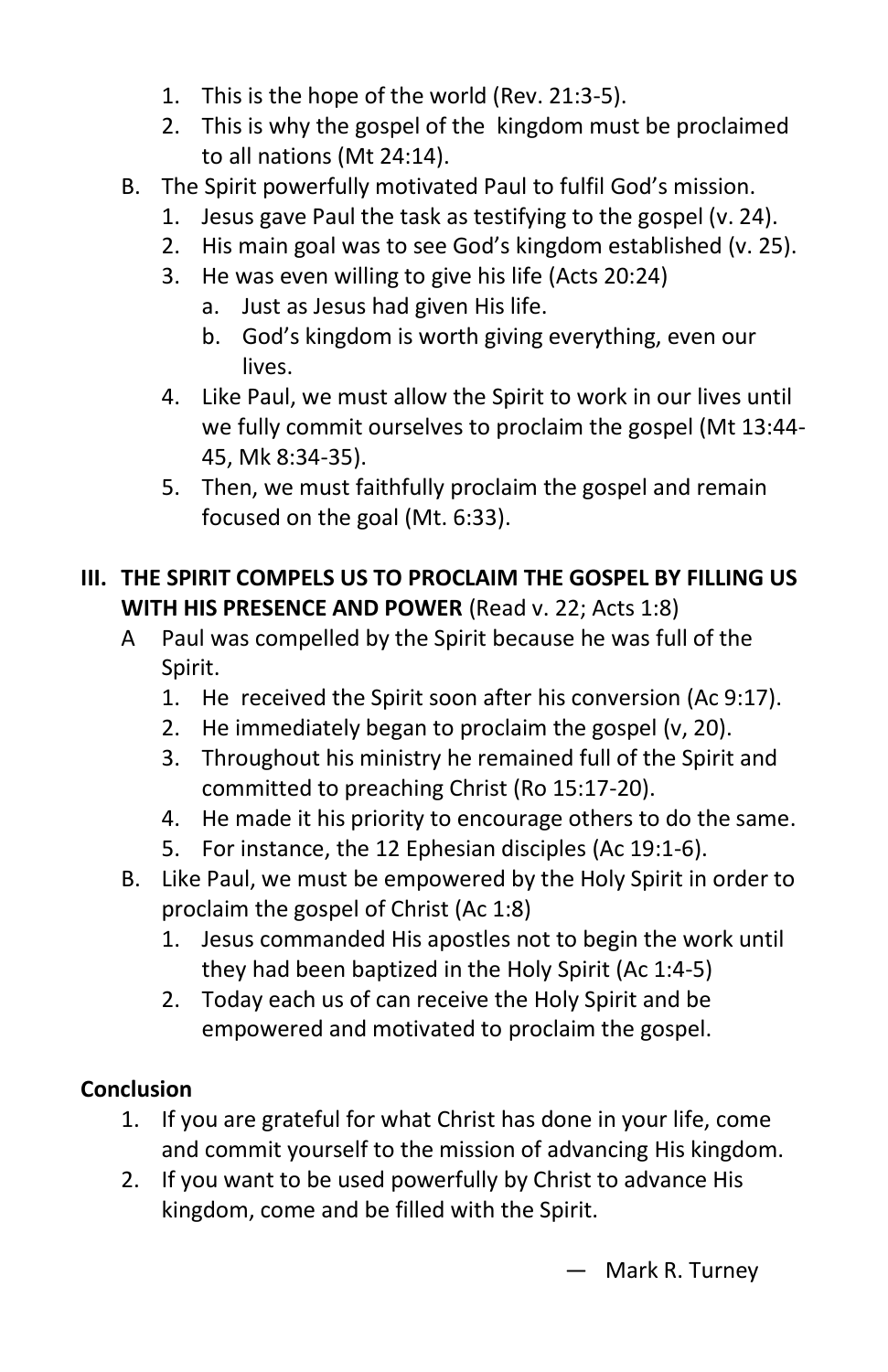1. This is the hope of the world (Rev. 21:3-5).
2. This is why the gospel of the kingdom must be proclaimed to all nations (Mt 24:14).

B. The Spirit powerfully motivated Paul to fulfil God's mission.
1. Jesus gave Paul the task as testifying to the gospel (v. 24).
2. His main goal was to see God's kingdom established (v. 25).
3. He was even willing to give his life (Acts 20:24)
   a. Just as Jesus had given His life.
   b. God's kingdom is worth giving everything, even our lives.
4. Like Paul, we must allow the Spirit to work in our lives until we fully commit ourselves to proclaim the gospel (Mt 13:44-45, Mk 8:34-35).
5. Then, we must faithfully proclaim the gospel and remain focused on the goal (Mt. 6:33).

## III. THE SPIRIT COMPELS US TO PROCLAIM THE GOSPEL BY FILLING US WITH HIS PRESENCE AND POWER (Read v. 22; Acts 1:8)

A Paul was compelled by the Spirit because he was full of the Spirit.
1. He received the Spirit soon after his conversion (Ac 9:17).
2. He immediately began to proclaim the gospel (v, 20).
3. Throughout his ministry he remained full of the Spirit and committed to preaching Christ (Ro 15:17-20).
4. He made it his priority to encourage others to do the same.
5. For instance, the 12 Ephesian disciples (Ac 19:1-6).

B. Like Paul, we must be empowered by the Holy Spirit in order to proclaim the gospel of Christ (Ac 1:8)
1. Jesus commanded His apostles not to begin the work until they had been baptized in the Holy Spirit (Ac 1:4-5)
2. Today each us of can receive the Holy Spirit and be empowered and motivated to proclaim the gospel.

**Conclusion**
1. If you are grateful for what Christ has done in your life, come and commit yourself to the mission of advancing His kingdom.
2. If you want to be used powerfully by Christ to advance His kingdom, come and be filled with the Spirit.

— Mark R. Turney